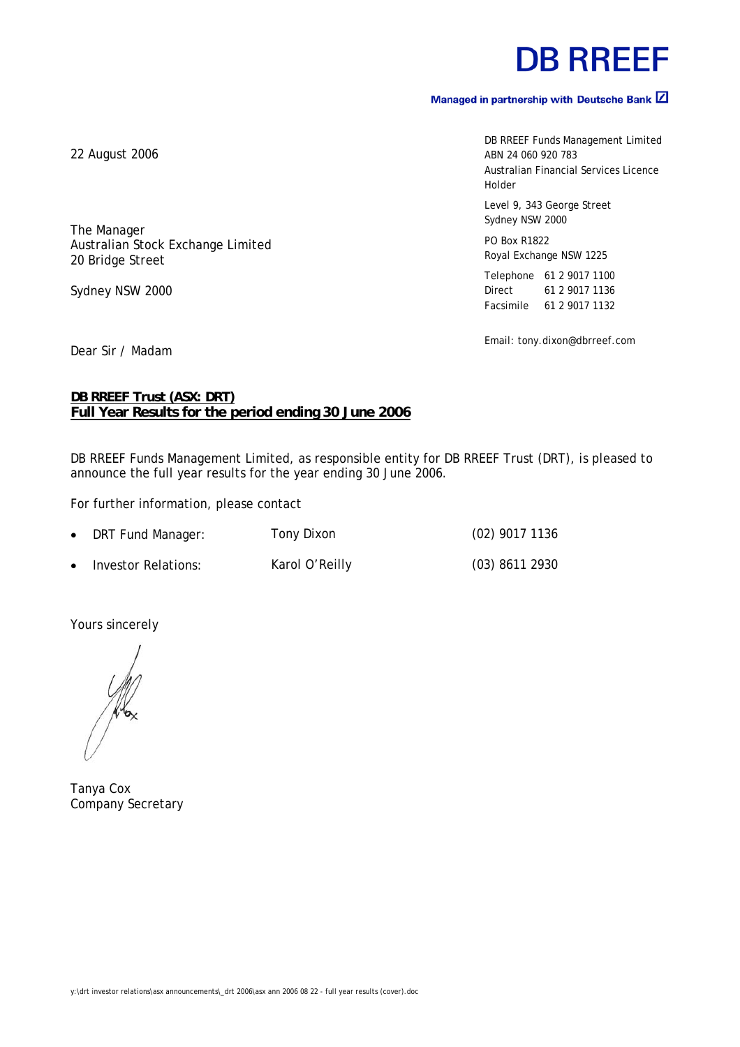# DB RREEF

**Managed in partnership with Deutsche Bank**

DB RREEF Funds Management Limited
ABN 24 060 920 783
Australian Financial Services Licence Holder

Level 9, 343 George Street
Sydney NSW 2000

PO Box R1822
Royal Exchange NSW 1225

Telephone 61 2 9017 1100
Direct 61 2 9017 1136
Facsimile 61 2 9017 1132

Email: tony.dixon@dbrreef.com

22 August 2006

The Manager
Australian Stock Exchange Limited
20 Bridge Street

Sydney NSW 2000

Dear Sir / Madam

**DB RREEF Trust (ASX: DRT)**
**Full Year Results for the period ending 30 June 2006**

DB RREEF Funds Management Limited, as responsible entity for DB RREEF Trust (DRT), is pleased to announce the full year results for the year ending 30 June 2006.

For further information, please contact

- DRT Fund Manager: Tony Dixon (02) 9017 1136
- Investor Relations: Karol O'Reilly (03) 8611 2930

Yours sincerely

Tanya Cox
Company Secretary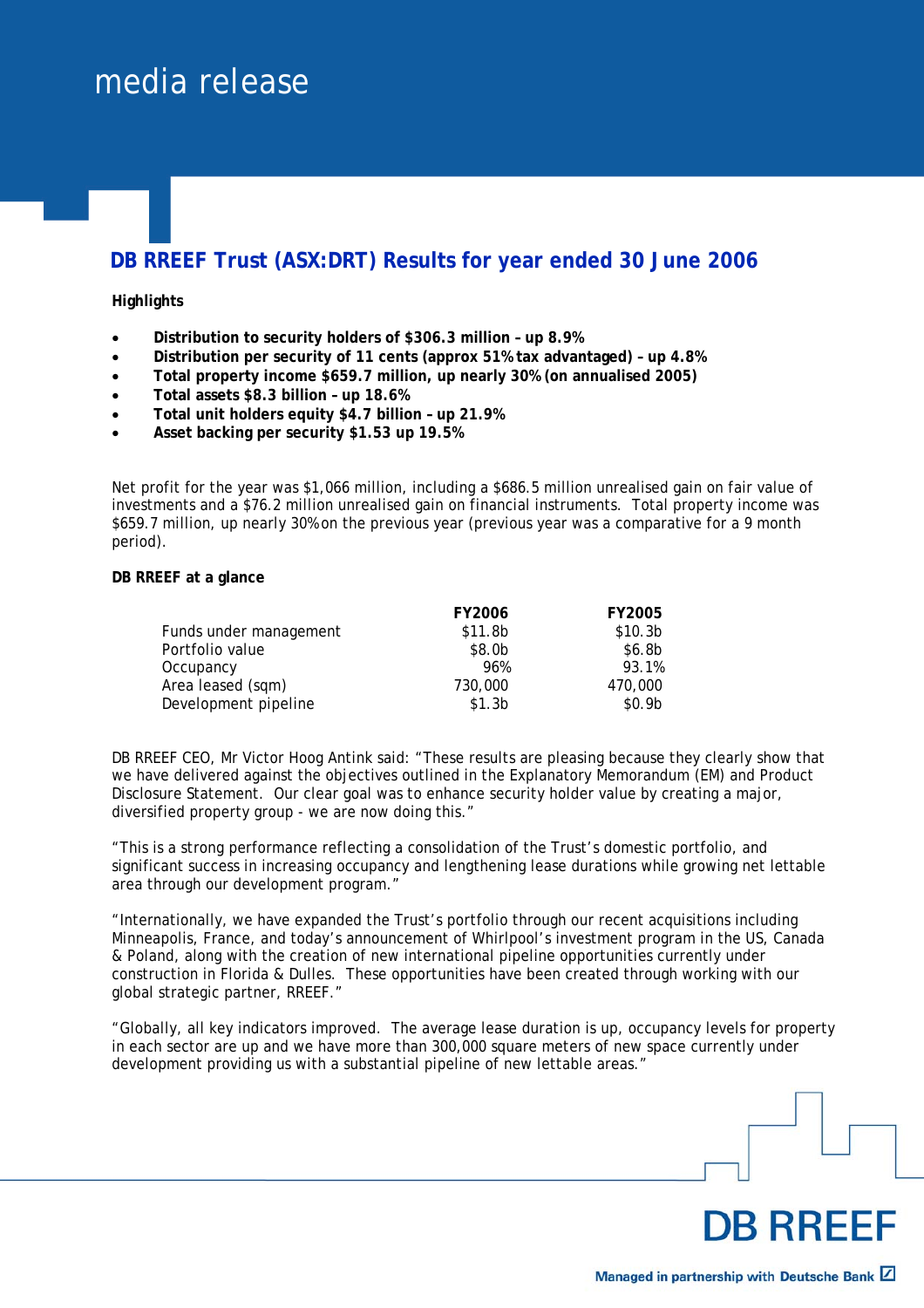# media release

## DB RREEF Trust (ASX:DRT) Results for year ended 30 June 2006

**Highlights**

- **Distribution to security holders of $306.3 million – up 8.9%**
- **Distribution per security of 11 cents (approx 51% tax advantaged) – up 4.8%**
- **Total property income $659.7 million, up nearly 30% (on annualised 2005)**
- **Total assets $8.3 billion – up 18.6%**
- **Total unit holders equity $4.7 billion – up 21.9%**
- **Asset backing per security $1.53 up 19.5%**

Net profit for the year was $1,066 million, including a $686.5 million unrealised gain on fair value of investments and a $76.2 million unrealised gain on financial instruments. Total property income was $659.7 million, up nearly 30% on the previous year (previous year was a comparative for a 9 month period).

**DB RREEF at a glance**

| | FY2006 | FY2005 |
|---|---|---|
| Funds under management | $11.8b | $10.3b |
| Portfolio value | $8.0b | $6.8b |
| Occupancy | 96% | 93.1% |
| Area leased (sqm) | 730,000 | 470,000 |
| Development pipeline | $1.3b | $0.9b |

DB RREEF CEO, Mr Victor Hoog Antink said: "These results are pleasing because they clearly show that we have delivered against the objectives outlined in the Explanatory Memorandum (EM) and Product Disclosure Statement. Our clear goal was to enhance security holder value by creating a major, diversified property group - we are now doing this."

"This is a strong performance reflecting a consolidation of the Trust's domestic portfolio, and significant success in increasing occupancy and lengthening lease durations while growing net lettable area through our development program."

"Internationally, we have expanded the Trust's portfolio through our recent acquisitions including Minneapolis, France, and today's announcement of Whirlpool's investment program in the US, Canada & Poland, along with the creation of new international pipeline opportunities currently under construction in Florida & Dulles. These opportunities have been created through working with our global strategic partner, RREEF."

"Globally, all key indicators improved. The average lease duration is up, occupancy levels for property in each sector are up and we have more than 300,000 square meters of new space currently under development providing us with a substantial pipeline of new lettable areas."

DB RREEF

Managed in partnership with Deutsche Bank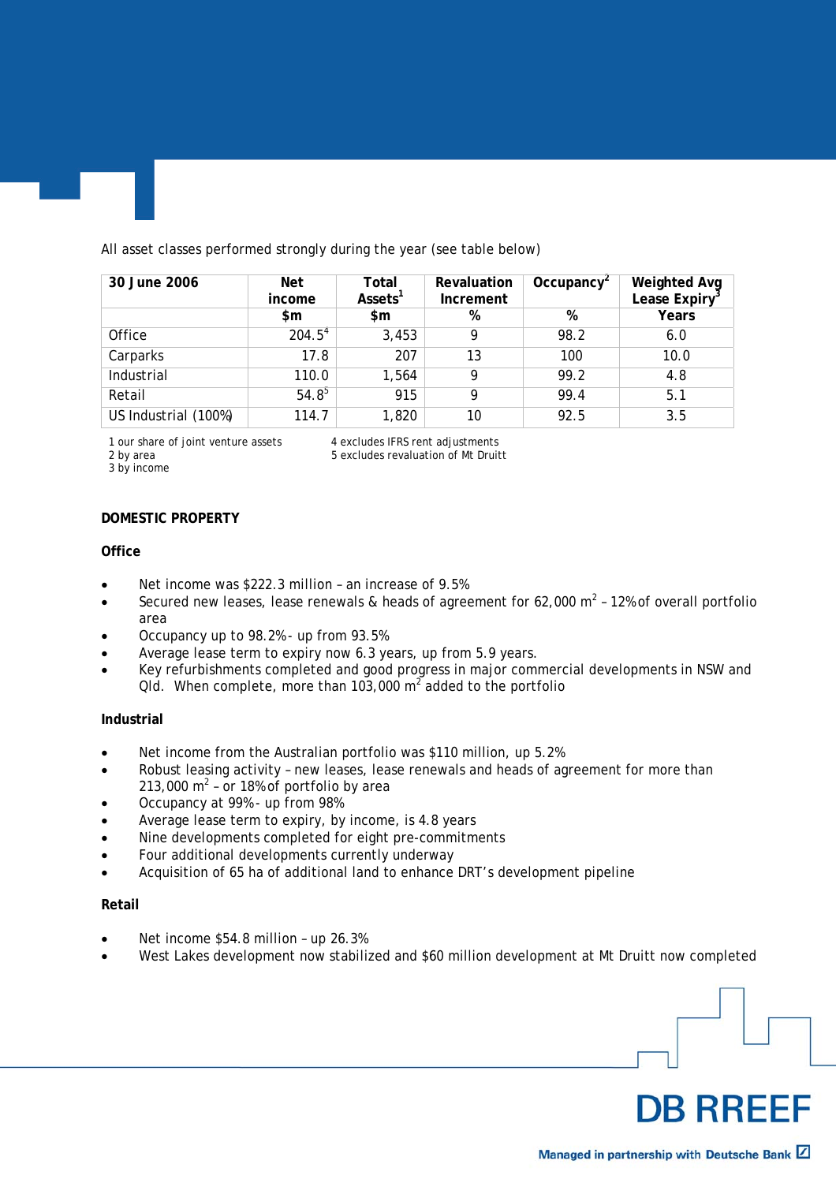All asset classes performed strongly during the year (see table below)

| 30 June 2006 | Net income | Total Assets[1] | Revaluation Increment | Occupancy[2] | Weighted Avg Lease Expiry[3] |
|---|---|---|---|---|---|
| | $m | $m | % | % | Years |
| Office | 204.5[4] | 3,453 | 9 | 98.2 | 6.0 |
| Carparks | 17.8 | 207 | 13 | 100 | 10.0 |
| Industrial | 110.0 | 1,564 | 9 | 99.2 | 4.8 |
| Retail | 54.8[5] | 915 | 9 | 99.4 | 5.1 |
| US Industrial (100%) | 114.7 | 1,820 | 10 | 92.5 | 3.5 |

1 our share of joint venture assets
2 by area
3 by income
4 excludes IFRS rent adjustments
5 excludes revaluation of Mt Druitt

**DOMESTIC PROPERTY**

**Office**

- Net income was \$222.3 million – an increase of 9.5%
- Secured new leases, lease renewals & heads of agreement for 62,000 $m^2$ – 12% of overall portfolio area
- Occupancy up to 98.2% - up from 93.5%
- Average lease term to expiry now 6.3 years, up from 5.9 years.
- Key refurbishments completed and good progress in major commercial developments in NSW and Qld. When complete, more than 103,000 $m^2$ added to the portfolio

**Industrial**

- Net income from the Australian portfolio was \$110 million, up 5.2%
- Robust leasing activity – new leases, lease renewals and heads of agreement for more than 213,000 $m^2$ – or 18% of portfolio by area
- Occupancy at 99% - up from 98%
- Average lease term to expiry, by income, is 4.8 years
- Nine developments completed for eight pre-commitments
- Four additional developments currently underway
- Acquisition of 65 ha of additional land to enhance DRT's development pipeline

**Retail**

- Net income \$54.8 million – up 26.3%
- West Lakes development now stabilized and \$60 million development at Mt Druitt now completed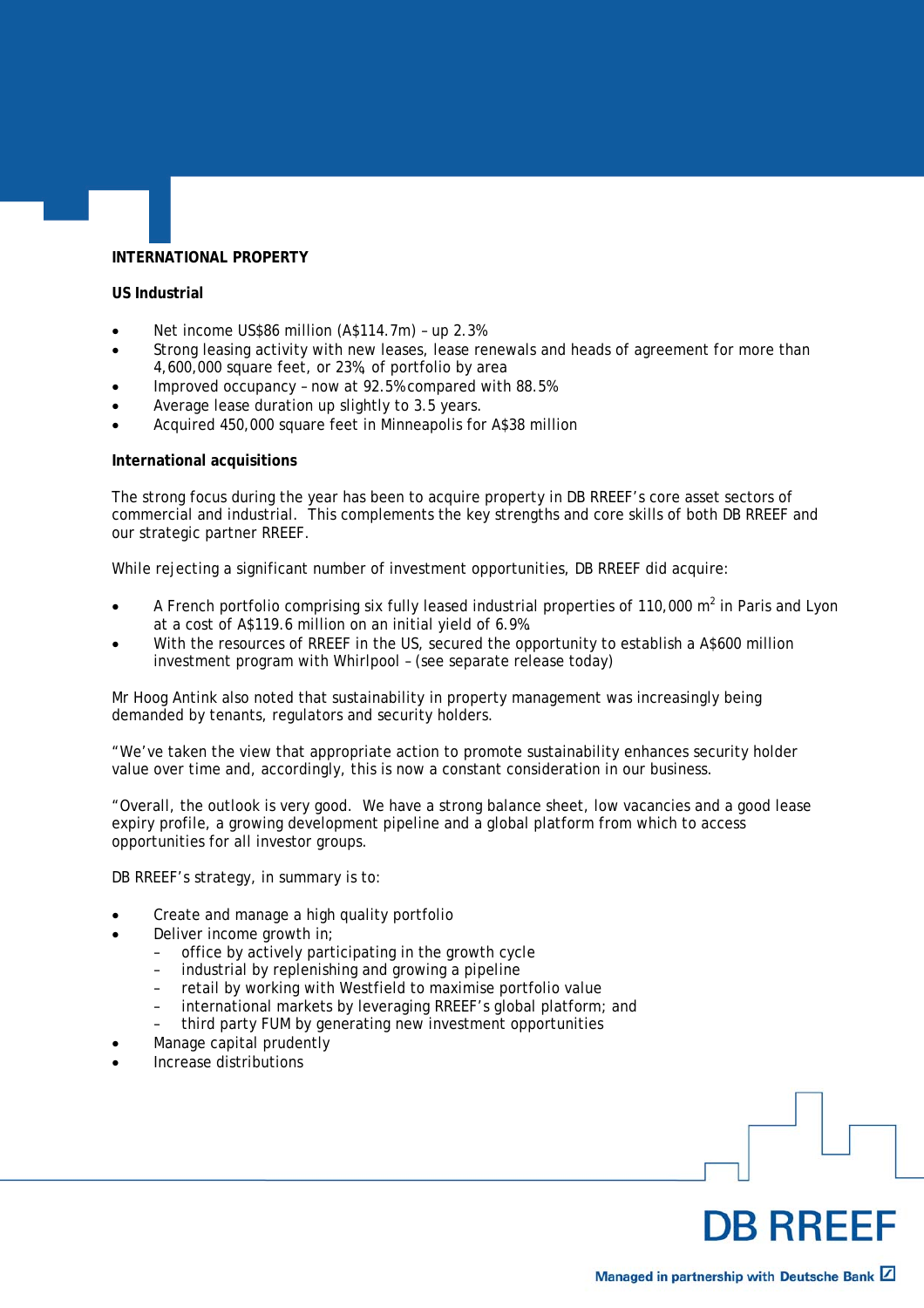## INTERNATIONAL PROPERTY

### US Industrial

- Net income US$86 million (A$114.7m) – up 2.3%
- Strong leasing activity with new leases, lease renewals and heads of agreement for more than 4,600,000 square feet, or 23%, of portfolio by area
- Improved occupancy – now at 92.5% compared with 88.5%
- Average lease duration up slightly to 3.5 years.
- Acquired 450,000 square feet in Minneapolis for A$38 million

### International acquisitions

The strong focus during the year has been to acquire property in DB RREEF's core asset sectors of commercial and industrial. This complements the key strengths and core skills of both DB RREEF and our strategic partner RREEF.

While rejecting a significant number of investment opportunities, DB RREEF did acquire:

- A French portfolio comprising six fully leased industrial properties of 110,000 m$^2$ in Paris and Lyon at a cost of A$119.6 million on an initial yield of 6.9%
- With the resources of RREEF in the US, secured the opportunity to establish a A$600 million investment program with Whirlpool – (see separate release today)

Mr Hoog Antink also noted that sustainability in property management was increasingly being demanded by tenants, regulators and security holders.

"We've taken the view that appropriate action to promote sustainability enhances security holder value over time and, accordingly, this is now a constant consideration in our business.

"Overall, the outlook is very good. We have a strong balance sheet, low vacancies and a good lease expiry profile, a growing development pipeline and a global platform from which to access opportunities for all investor groups.

DB RREEF's strategy, in summary is to:

- Create and manage a high quality portfolio
- Deliver income growth in;
  - office by actively participating in the growth cycle
  - industrial by replenishing and growing a pipeline
  - retail by working with Westfield to maximise portfolio value
  - international markets by leveraging RREEF's global platform; and
  - third party FUM by generating new investment opportunities
- Manage capital prudently
- Increase distributions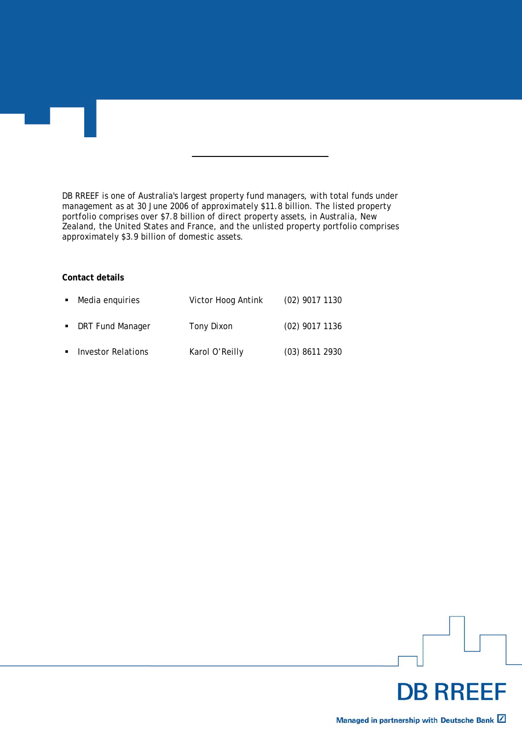DB RREEF is one of Australia's largest property fund managers, with total funds under management as at 30 June 2006 of approximately $11.8 billion. The listed property portfolio comprises over $7.8 billion of direct property assets, in Australia, New Zealand, the United States and France, and the unlisted property portfolio comprises approximately $3.9 billion of domestic assets.

**Contact details**

- Media enquiries — Victor Hoog Antink — (02) 9017 1130
- DRT Fund Manager — Tony Dixon — (02) 9017 1136
- Investor Relations — Karol O'Reilly — (03) 8611 2930

DB RREEF

Managed in partnership with Deutsche Bank